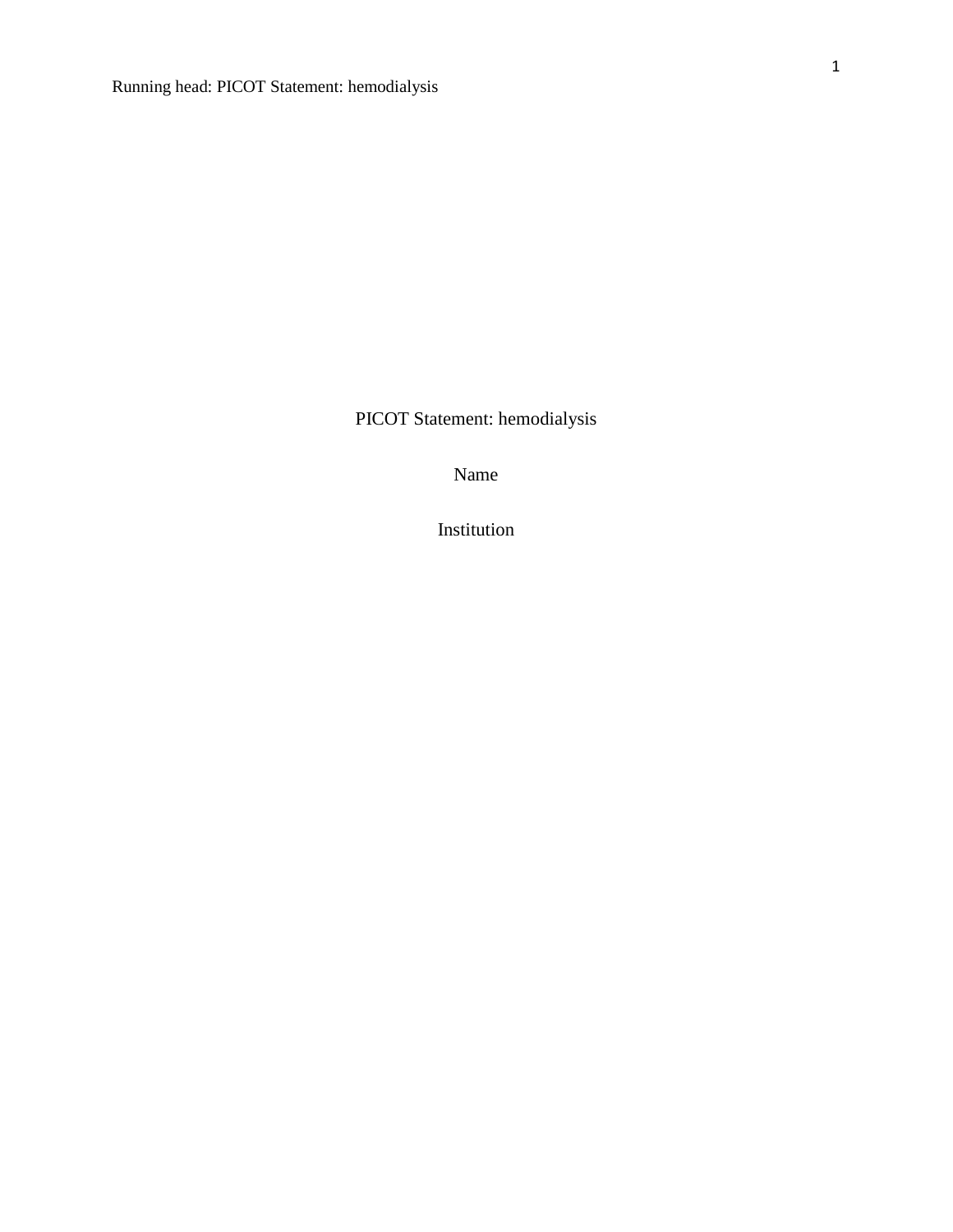# PICOT Statement: hemodialysis

Name

Institution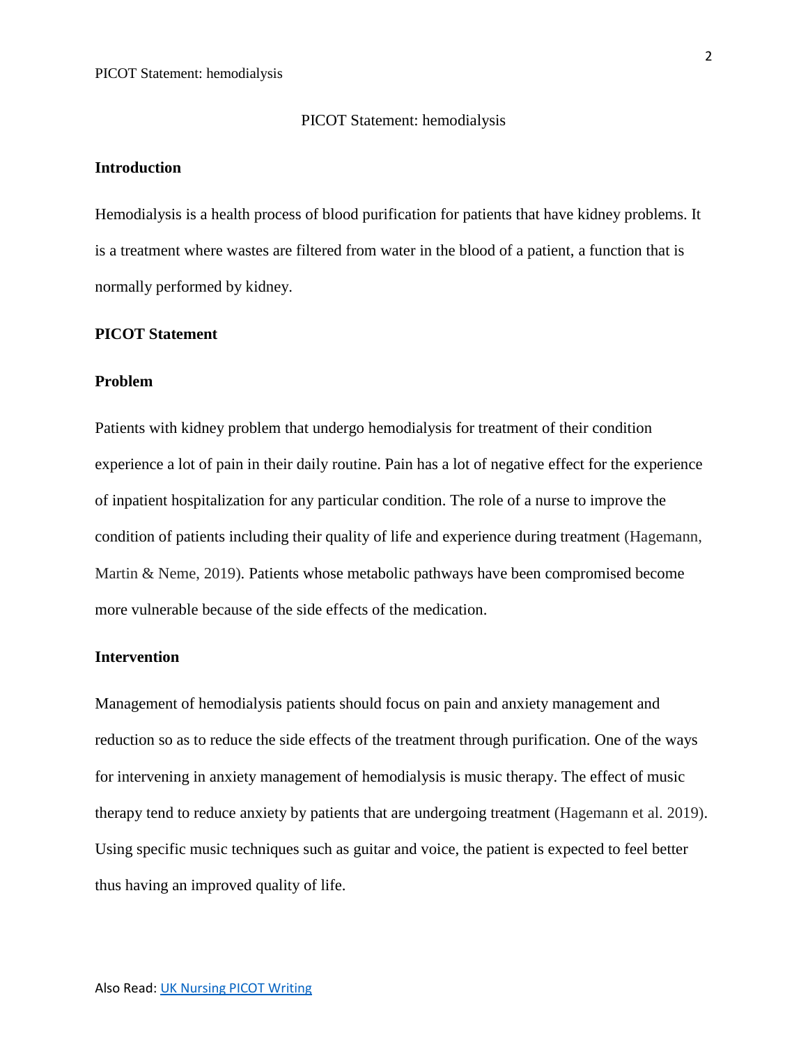PICOT Statement: hemodialysis

## Introduction

Hemodialysis is a health process of blood purification for patients that have kidney problems. It is a treatment where wastes are filtered from water in the blood of a patient, a function that is normally performed by kidney.

## PICOT Statement

### Problem

Patients with kidney problem that undergo hemodialysis for treatment of their condition experience a lot of pain in their daily routine. Pain has a lot of negative effect for the experience of inpatient hospitalization for any particular condition. The role of a nurse to improve the condition of patients including their quality of life and experience during treatment (Hagemann, Martin & Neme, 2019). Patients whose metabolic pathways have been compromised become more vulnerable because of the side effects of the medication.

### Intervention

Management of hemodialysis patients should focus on pain and anxiety management and reduction so as to reduce the side effects of the treatment through purification. One of the ways for intervening in anxiety management of hemodialysis is music therapy. The effect of music therapy tend to reduce anxiety by patients that are undergoing treatment (Hagemann et al. 2019). Using specific music techniques such as guitar and voice, the patient is expected to feel better thus having an improved quality of life.

Also Read: UK Nursing PICOT Writing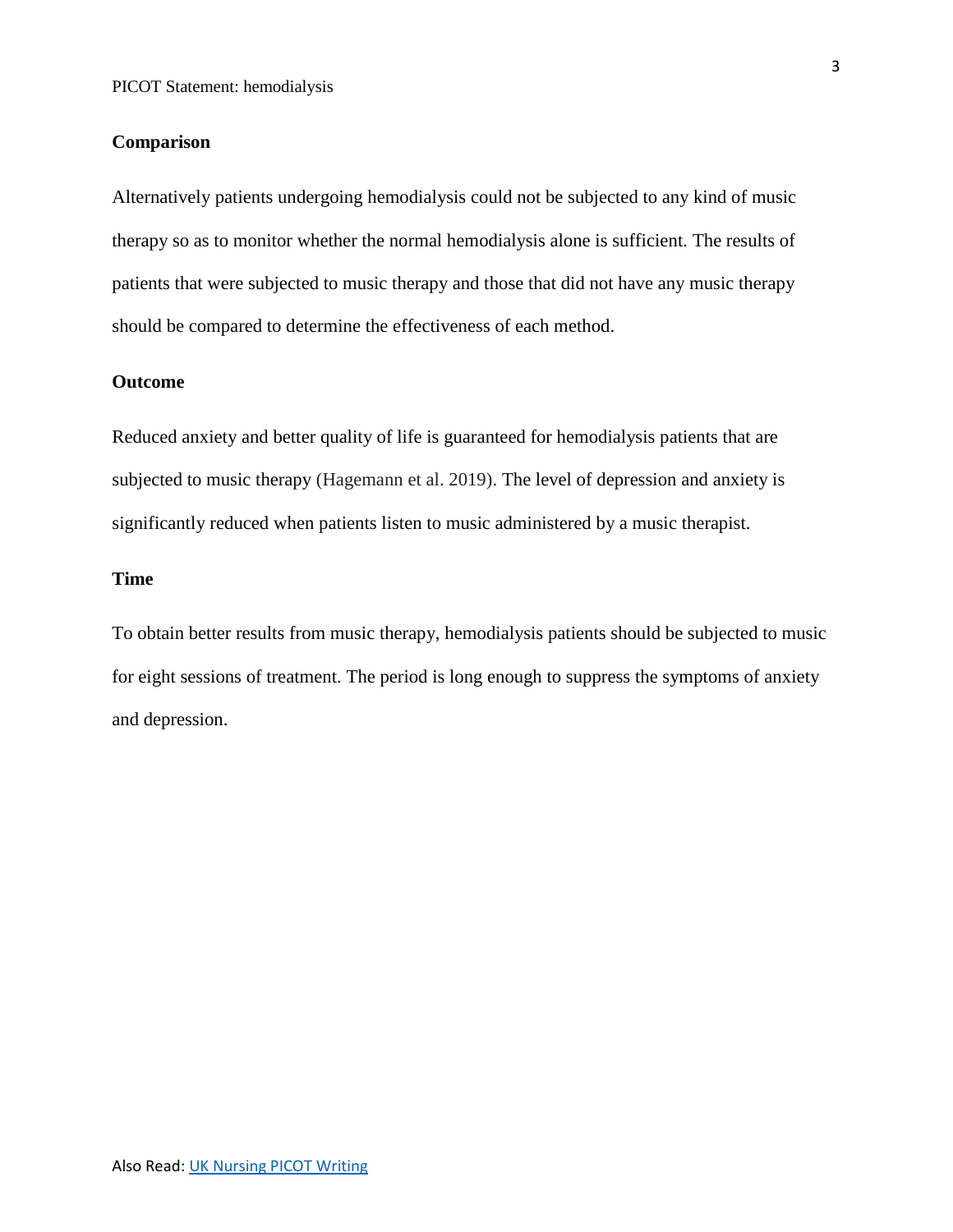## Comparison

Alternatively patients undergoing hemodialysis could not be subjected to any kind of music therapy so as to monitor whether the normal hemodialysis alone is sufficient. The results of patients that were subjected to music therapy and those that did not have any music therapy should be compared to determine the effectiveness of each method.

## Outcome

Reduced anxiety and better quality of life is guaranteed for hemodialysis patients that are subjected to music therapy (Hagemann et al. 2019). The level of depression and anxiety is significantly reduced when patients listen to music administered by a music therapist.

## Time

To obtain better results from music therapy, hemodialysis patients should be subjected to music for eight sessions of treatment. The period is long enough to suppress the symptoms of anxiety and depression.

Also Read: [UK Nursing PICOT Writing]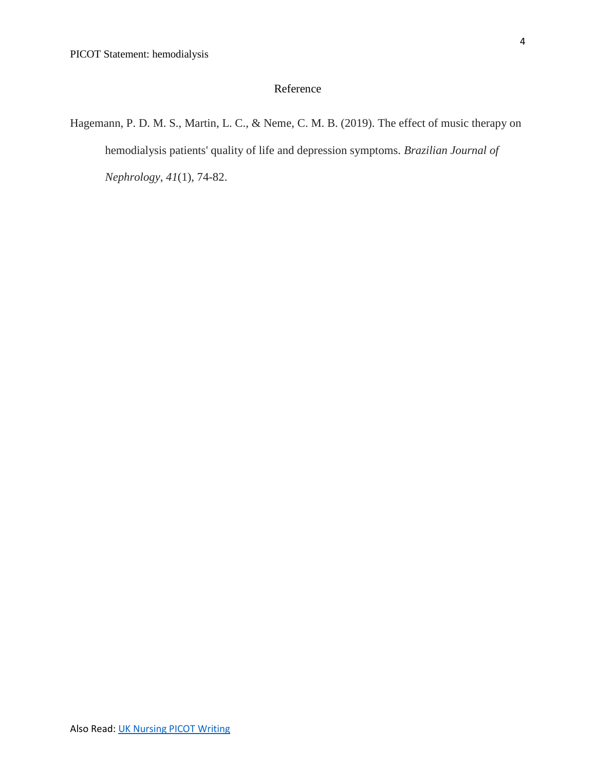# Reference

Hagemann, P. D. M. S., Martin, L. C., & Neme, C. M. B. (2019). The effect of music therapy on hemodialysis patients' quality of life and depression symptoms. *Brazilian Journal of Nephrology*, *41*(1), 74-82.

Also Read: [UK Nursing PICOT Writing]